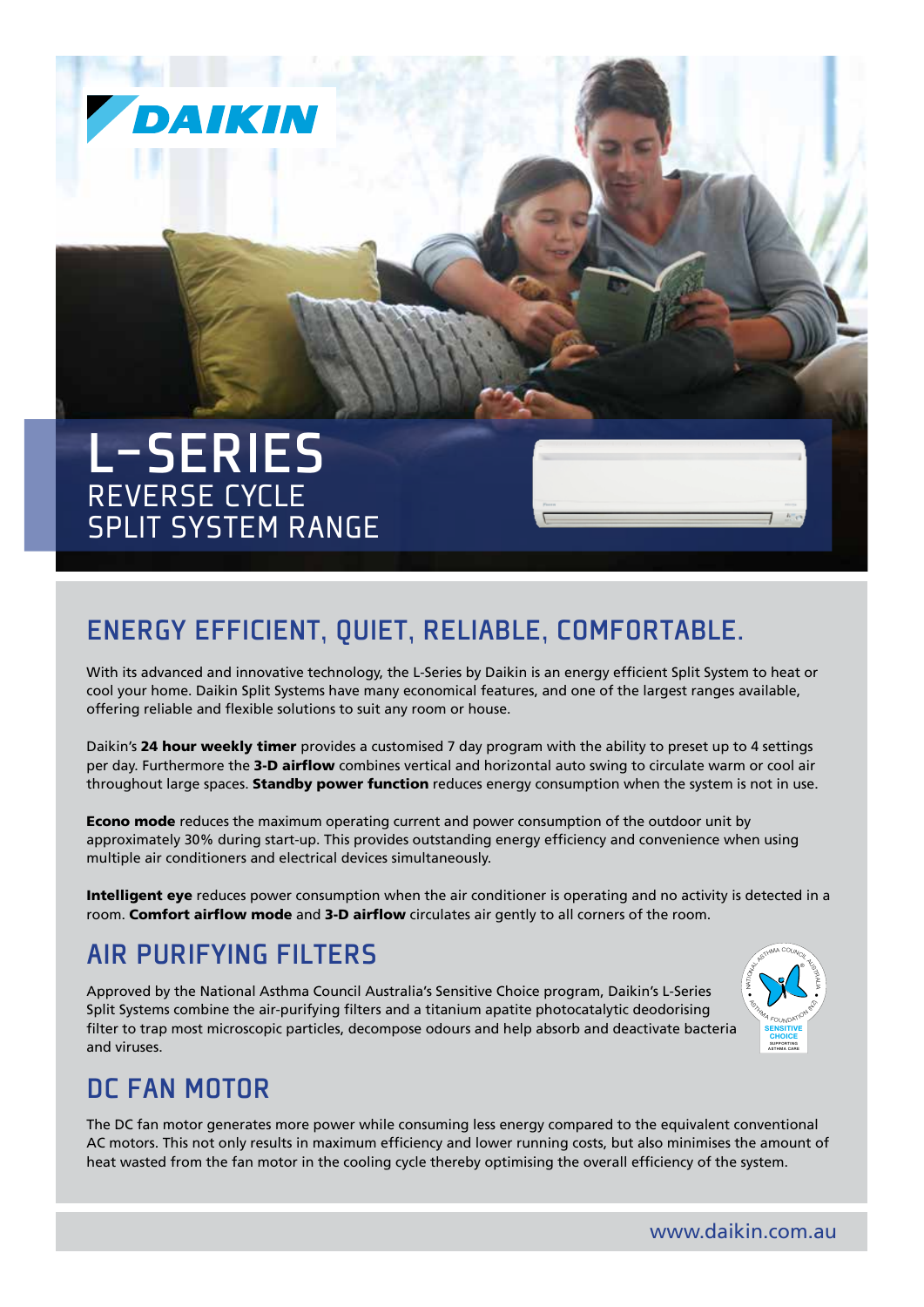DAIKIN

# L-SERIES

REVERSE CYCLE
SPLIT SYSTEM RANGE

## ENERGY EFFICIENT, QUIET, RELIABLE, COMFORTABLE.

With its advanced and innovative technology, the L-Series by Daikin is an energy efficient Split System to heat or cool your home. Daikin Split Systems have many economical features, and one of the largest ranges available, offering reliable and flexible solutions to suit any room or house.

Daikin's **24 hour weekly timer** provides a customised 7 day program with the ability to preset up to 4 settings per day. Furthermore the **3-D airflow** combines vertical and horizontal auto swing to circulate warm or cool air throughout large spaces. **Standby power function** reduces energy consumption when the system is not in use.

**Econo mode** reduces the maximum operating current and power consumption of the outdoor unit by approximately 30% during start-up. This provides outstanding energy efficiency and convenience when using multiple air conditioners and electrical devices simultaneously.

**Intelligent eye** reduces power consumption when the air conditioner is operating and no activity is detected in a room. **Comfort airflow mode** and **3-D airflow** circulates air gently to all corners of the room.

## AIR PURIFYING FILTERS

Approved by the National Asthma Council Australia's Sensitive Choice program, Daikin's L-Series Split Systems combine the air-purifying filters and a titanium apatite photocatalytic deodorising filter to trap most microscopic particles, decompose odours and help absorb and deactivate bacteria and viruses.

## DC FAN MOTOR

The DC fan motor generates more power while consuming less energy compared to the equivalent conventional AC motors. This not only results in maximum efficiency and lower running costs, but also minimises the amount of heat wasted from the fan motor in the cooling cycle thereby optimising the overall efficiency of the system.

www.daikin.com.au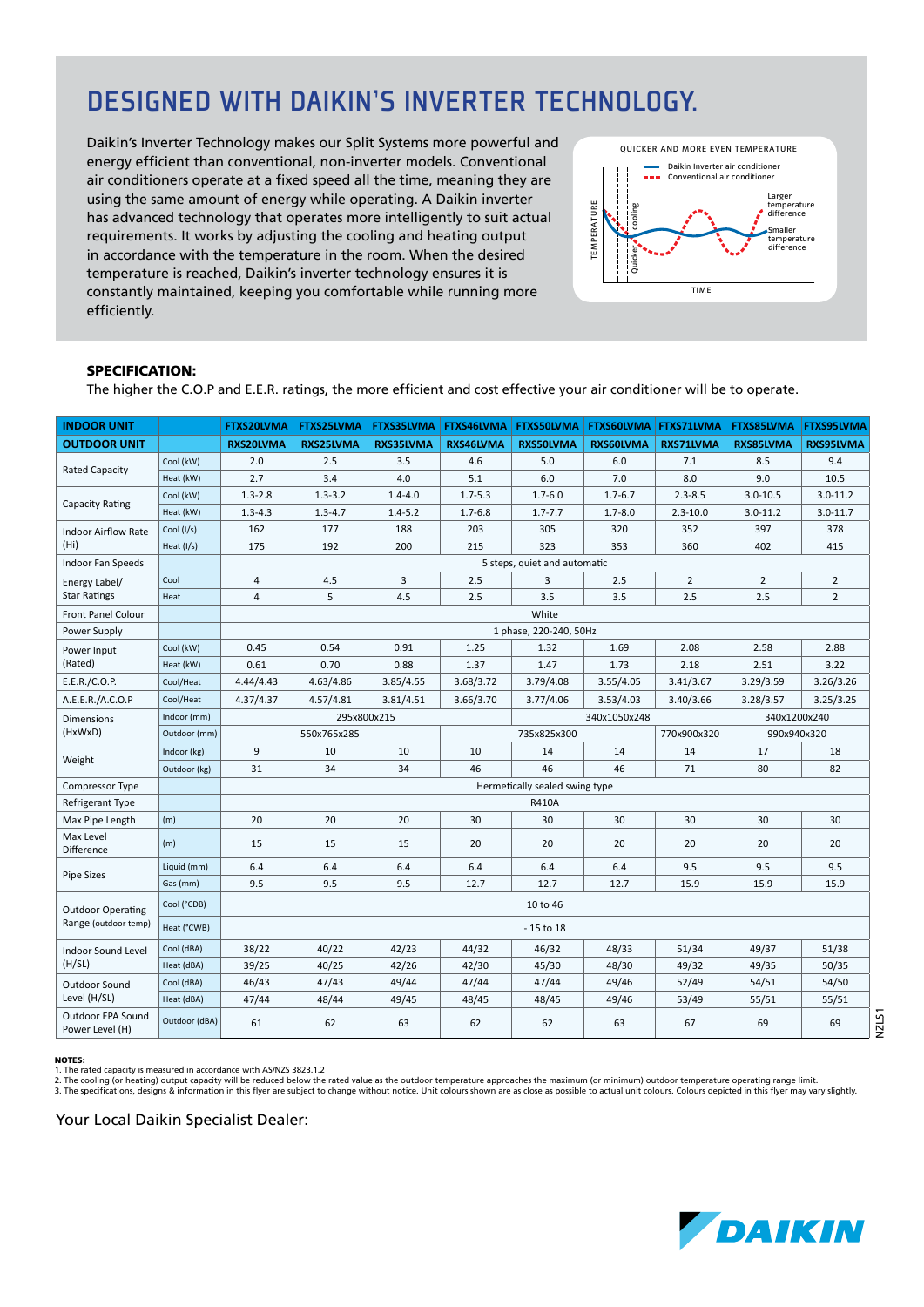# DESIGNED WITH DAIKIN'S INVERTER TECHNOLOGY.

Daikin's Inverter Technology makes our Split Systems more powerful and energy efficient than conventional, non-inverter models. Conventional air conditioners operate at a fixed speed all the time, meaning they are using the same amount of energy while operating. A Daikin inverter has advanced technology that operates more intelligently to suit actual requirements. It works by adjusting the cooling and heating output in accordance with the temperature in the room. When the desired temperature is reached, Daikin's inverter technology ensures it is constantly maintained, keeping you comfortable while running more efficiently.

QUICKER AND MORE EVEN TEMPERATURE

Daikin Inverter air conditioner

Conventional air conditioner

TEMPERATURE

Quicker cooling

Larger temperature difference

Smaller temperature difference

TIME

**SPECIFICATION:**

The higher the C.O.P and E.E.R. ratings, the more efficient and cost effective your air conditioner will be to operate.

| INDOOR UNIT | | FTXS20LVMA | FTXS25LVMA | FTXS35LVMA | FTXS46LVMA | FTXS50LVMA | FTXS60LVMA | FTXS71LVMA | FTXS85LVMA | FTXS95LVMA |
|---|---|---|---|---|---|---|---|---|---|---|
| **OUTDOOR UNIT** | | **RXS20LVMA** | **RXS25LVMA** | **RXS35LVMA** | **RXS46LVMA** | **RXS50LVMA** | **RXS60LVMA** | **RXS71LVMA** | **RXS85LVMA** | **RXS95LVMA** |
| Rated Capacity | Cool (kW) | 2.0 | 2.5 | 3.5 | 4.6 | 5.0 | 6.0 | 7.1 | 8.5 | 9.4 |
| | Heat (kW) | 2.7 | 3.4 | 4.0 | 5.1 | 6.0 | 7.0 | 8.0 | 9.0 | 10.5 |
| Capacity Rating | Cool (kW) | 1.3-2.8 | 1.3-3.2 | 1.4-4.0 | 1.7-5.3 | 1.7-6.0 | 1.7-6.7 | 2.3-8.5 | 3.0-10.5 | 3.0-11.2 |
| | Heat (kW) | 1.3-4.3 | 1.3-4.7 | 1.4-5.2 | 1.7-6.8 | 1.7-7.7 | 1.7-8.0 | 2.3-10.0 | 3.0-11.2 | 3.0-11.7 |
| Indoor Airflow Rate (Hi) | Cool (l/s) | 162 | 177 | 188 | 203 | 305 | 320 | 352 | 397 | 378 |
| | Heat (l/s) | 175 | 192 | 200 | 215 | 323 | 353 | 360 | 402 | 415 |
| Indoor Fan Speeds | | 5 steps, quiet and automatic | | | | | | | | |
| Energy Label/ Star Ratings | Cool | 4 | 4.5 | 3 | 2.5 | 3 | 2.5 | 2 | 2 | 2 |
| | Heat | 4 | 5 | 4.5 | 2.5 | 3.5 | 3.5 | 2.5 | 2.5 | 2 |
| Front Panel Colour | | White | | | | | | | | |
| Power Supply | | 1 phase, 220-240, 50Hz | | | | | | | | |
| Power Input (Rated) | Cool (kW) | 0.45 | 0.54 | 0.91 | 1.25 | 1.32 | 1.69 | 2.08 | 2.58 | 2.88 |
| | Heat (kW) | 0.61 | 0.70 | 0.88 | 1.37 | 1.47 | 1.73 | 2.18 | 2.51 | 3.22 |
| E.E.R./C.O.P. | Cool/Heat | 4.44/4.43 | 4.63/4.86 | 3.85/4.55 | 3.68/3.72 | 3.79/4.08 | 3.55/4.05 | 3.41/3.67 | 3.29/3.59 | 3.26/3.26 |
| A.E.E.R./A.C.O.P | Cool/Heat | 4.37/4.37 | 4.57/4.81 | 3.81/4.51 | 3.66/3.70 | 3.77/4.06 | 3.53/4.03 | 3.40/3.66 | 3.28/3.57 | 3.25/3.25 |
| Dimensions (HxWxD) | Indoor (mm) | 295x800x215 | | | | 340x1050x248 | | | 340x1200x240 | |
| | Outdoor (mm) | 550x765x285 | | | 735x825x300 | | | 770x900x320 | 990x940x320 | |
| Weight | Indoor (kg) | 9 | 10 | 10 | 10 | 14 | 14 | 14 | 17 | 18 |
| | Outdoor (kg) | 31 | 34 | 34 | 46 | 46 | 46 | 71 | 80 | 82 |
| Compressor Type | | Hermetically sealed swing type | | | | | | | | |
| Refrigerant Type | | R410A | | | | | | | | |
| Max Pipe Length | (m) | 20 | 20 | 20 | 30 | 30 | 30 | 30 | 30 | 30 |
| Max Level Difference | (m) | 15 | 15 | 15 | 20 | 20 | 20 | 20 | 20 | 20 |
| Pipe Sizes | Liquid (mm) | 6.4 | 6.4 | 6.4 | 6.4 | 6.4 | 6.4 | 9.5 | 9.5 | 9.5 |
| | Gas (mm) | 9.5 | 9.5 | 9.5 | 12.7 | 12.7 | 12.7 | 15.9 | 15.9 | 15.9 |
| Outdoor Operating Range (outdoor temp) | Cool (°CDB) | 10 to 46 | | | | | | | | |
| | Heat (°CWB) | - 15 to 18 | | | | | | | | |
| Indoor Sound Level (H/SL) | Cool (dBA) | 38/22 | 40/22 | 42/23 | 44/32 | 46/32 | 48/33 | 51/34 | 49/37 | 51/38 |
| | Heat (dBA) | 39/25 | 40/25 | 42/26 | 42/30 | 45/30 | 48/30 | 49/32 | 49/35 | 50/35 |
| Outdoor Sound Level (H/SL) | Cool (dBA) | 46/43 | 47/43 | 49/44 | 47/44 | 47/44 | 49/46 | 52/49 | 54/51 | 54/50 |
| | Heat (dBA) | 47/44 | 48/44 | 49/45 | 48/45 | 48/45 | 49/46 | 53/49 | 55/51 | 55/51 |
| Outdoor EPA Sound Power Level (H) | Outdoor (dBA) | 61 | 62 | 63 | 62 | 62 | 63 | 67 | 69 | 69 |

**NOTES:**

1. The rated capacity is measured in accordance with AS/NZS 3823.1.2
2. The cooling (or heating) output capacity will be reduced below the rated value as the outdoor temperature approaches the maximum (or minimum) outdoor temperature operating range limit.
3. The specifications, designs & information in this flyer are subject to change without notice. Unit colours shown are as close as possible to actual unit colours. Colours depicted in this flyer may vary slightly.

Your Local Daikin Specialist Dealer:

NZLS1

DAIKIN